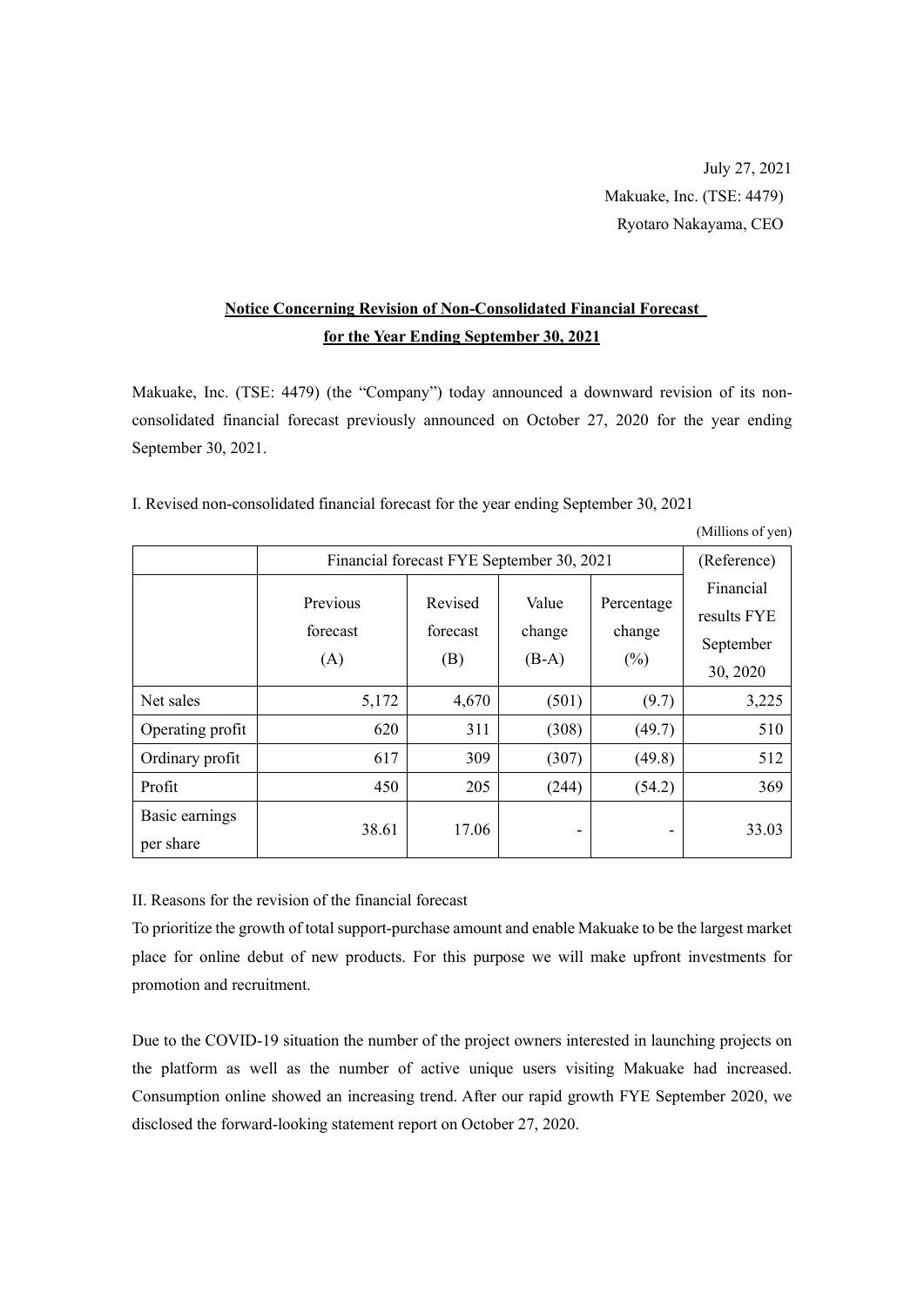July 27, 2021

Makuake, Inc. (TSE: 4479)

Ryotaro Nakayama, CEO

## Notice Concerning Revision of Non-Consolidated Financial Forecast for the Year Ending September 30, 2021

Makuake, Inc. (TSE: 4479) (the "Company") today announced a downward revision of its non-consolidated financial forecast previously announced on October 27, 2020 for the year ending September 30, 2021.

I. Revised non-consolidated financial forecast for the year ending September 30, 2021

(Millions of yen)

| | Financial forecast FYE September 30, 2021 | | | | (Reference) |
|---|---|---|---|---|---|
| | Previous forecast (A) | Revised forecast (B) | Value change (B-A) | Percentage change (%) | Financial results FYE September 30, 2020 |
| Net sales | 5,172 | 4,670 | (501) | (9.7) | 3,225 |
| Operating profit | 620 | 311 | (308) | (49.7) | 510 |
| Ordinary profit | 617 | 309 | (307) | (49.8) | 512 |
| Profit | 450 | 205 | (244) | (54.2) | 369 |
| Basic earnings per share | 38.61 | 17.06 | - | - | 33.03 |

II. Reasons for the revision of the financial forecast

To prioritize the growth of total support-purchase amount and enable Makuake to be the largest market place for online debut of new products. For this purpose we will make upfront investments for promotion and recruitment.

Due to the COVID-19 situation the number of the project owners interested in launching projects on the platform as well as the number of active unique users visiting Makuake had increased. Consumption online showed an increasing trend. After our rapid growth FYE September 2020, we disclosed the forward-looking statement report on October 27, 2020.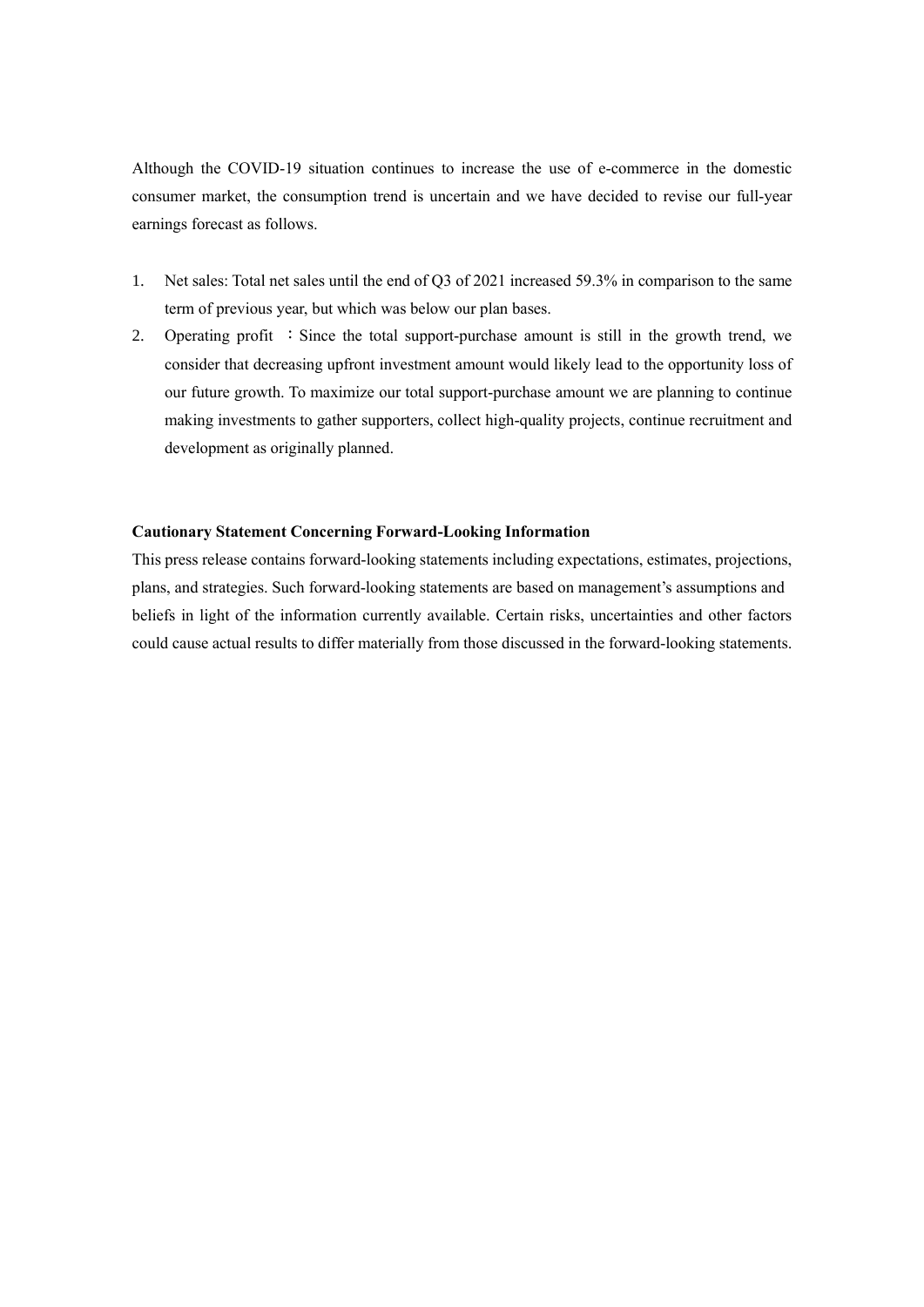Although the COVID-19 situation continues to increase the use of e-commerce in the domestic consumer market, the consumption trend is uncertain and we have decided to revise our full-year earnings forecast as follows.

1. Net sales: Total net sales until the end of Q3 of 2021 increased 59.3% in comparison to the same term of previous year, but which was below our plan bases.
2. Operating profit ：Since the total support-purchase amount is still in the growth trend, we consider that decreasing upfront investment amount would likely lead to the opportunity loss of our future growth. To maximize our total support-purchase amount we are planning to continue making investments to gather supporters, collect high-quality projects, continue recruitment and development as originally planned.

**Cautionary Statement Concerning Forward-Looking Information**

This press release contains forward-looking statements including expectations, estimates, projections, plans, and strategies. Such forward-looking statements are based on management's assumptions and beliefs in light of the information currently available. Certain risks, uncertainties and other factors could cause actual results to differ materially from those discussed in the forward-looking statements.